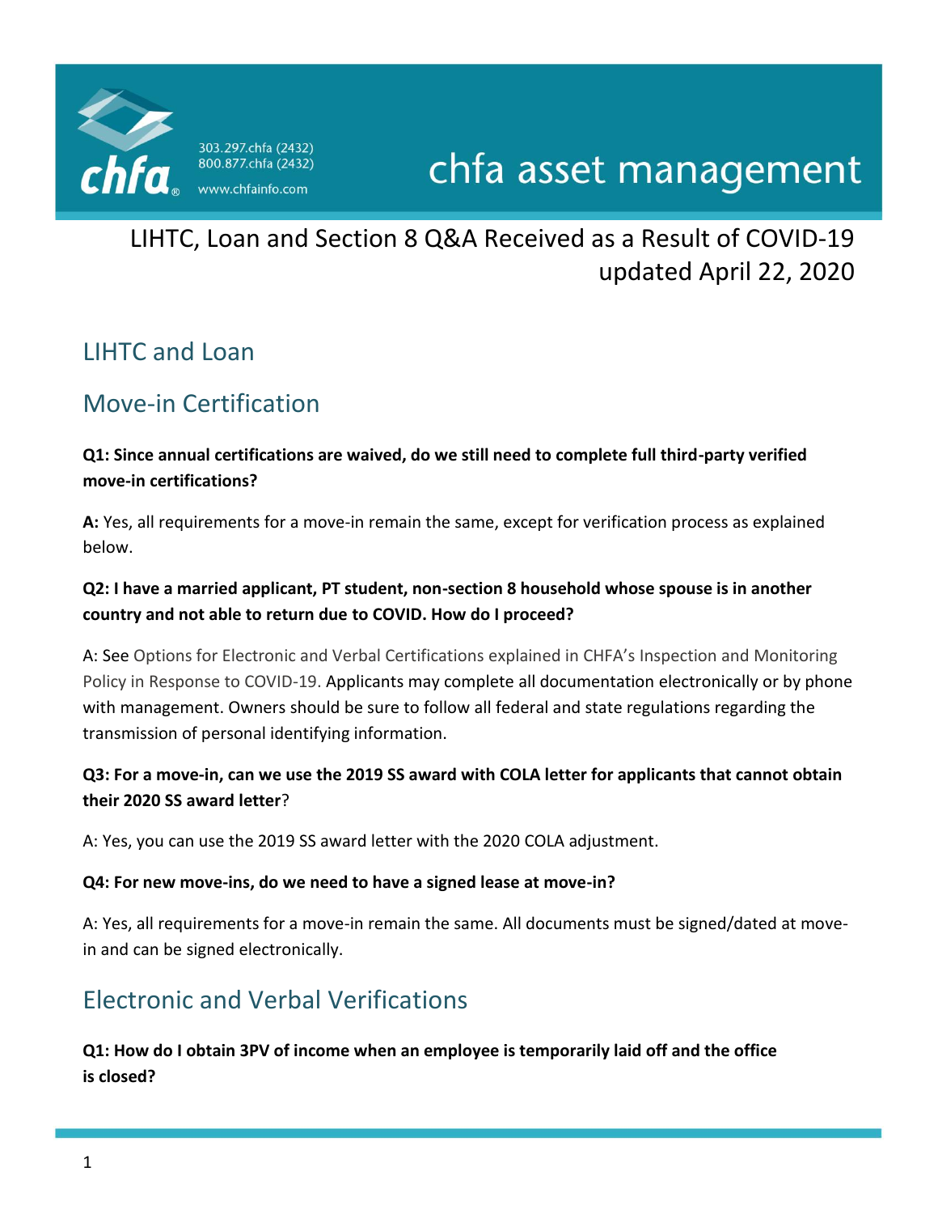chfa

303.297.chfa (2432)
800.877.chfa (2432)
www.chfainfo.com

chfa asset management

# LIHTC, Loan and Section 8 Q&A Received as a Result of COVID-19 updated April 22, 2020

## LIHTC and Loan

## Move-in Certification

**Q1: Since annual certifications are waived, do we still need to complete full third-party verified move-in certifications?**

**A:** Yes, all requirements for a move-in remain the same, except for verification process as explained below.

**Q2: I have a married applicant, PT student, non-section 8 household whose spouse is in another country and not able to return due to COVID. How do I proceed?**

A: See Options for Electronic and Verbal Certifications explained in CHFA's Inspection and Monitoring Policy in Response to COVID-19. Applicants may complete all documentation electronically or by phone with management. Owners should be sure to follow all federal and state regulations regarding the transmission of personal identifying information.

**Q3: For a move-in, can we use the 2019 SS award with COLA letter for applicants that cannot obtain their 2020 SS award letter**?

A: Yes, you can use the 2019 SS award letter with the 2020 COLA adjustment.

**Q4: For new move-ins, do we need to have a signed lease at move-in?**

A: Yes, all requirements for a move-in remain the same. All documents must be signed/dated at move-in and can be signed electronically.

## Electronic and Verbal Verifications

**Q1: How do I obtain 3PV of income when an employee is temporarily laid off and the office is closed?**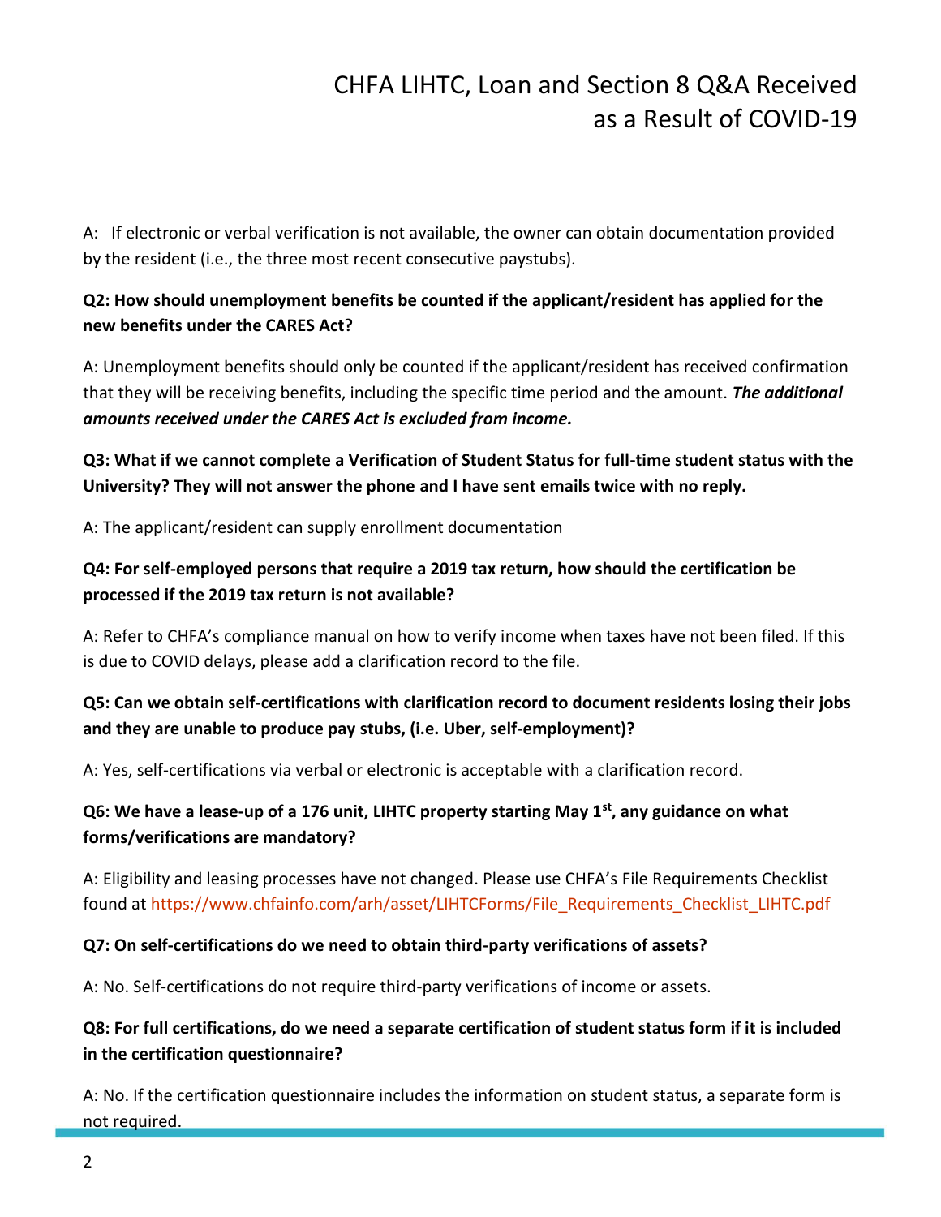A: If electronic or verbal verification is not available, the owner can obtain documentation provided by the resident (i.e., the three most recent consecutive paystubs).

**Q2: How should unemployment benefits be counted if the applicant/resident has applied for the new benefits under the CARES Act?**

A: Unemployment benefits should only be counted if the applicant/resident has received confirmation that they will be receiving benefits, including the specific time period and the amount. ***The additional amounts received under the CARES Act is excluded from income.***

**Q3: What if we cannot complete a Verification of Student Status for full-time student status with the University? They will not answer the phone and I have sent emails twice with no reply.**

A: The applicant/resident can supply enrollment documentation

**Q4: For self-employed persons that require a 2019 tax return, how should the certification be processed if the 2019 tax return is not available?**

A: Refer to CHFA's compliance manual on how to verify income when taxes have not been filed. If this is due to COVID delays, please add a clarification record to the file.

**Q5: Can we obtain self-certifications with clarification record to document residents losing their jobs and they are unable to produce pay stubs, (i.e. Uber, self-employment)?**

A: Yes, self-certifications via verbal or electronic is acceptable with a clarification record.

**Q6: We have a lease-up of a 176 unit, LIHTC property starting May 1st, any guidance on what forms/verifications are mandatory?**

A: Eligibility and leasing processes have not changed. Please use CHFA's File Requirements Checklist found at https://www.chfainfo.com/arh/asset/LIHTCForms/File_Requirements_Checklist_LIHTC.pdf

**Q7: On self-certifications do we need to obtain third-party verifications of assets?**

A: No. Self-certifications do not require third-party verifications of income or assets.

**Q8: For full certifications, do we need a separate certification of student status form if it is included in the certification questionnaire?**

A: No. If the certification questionnaire includes the information on student status, a separate form is not required.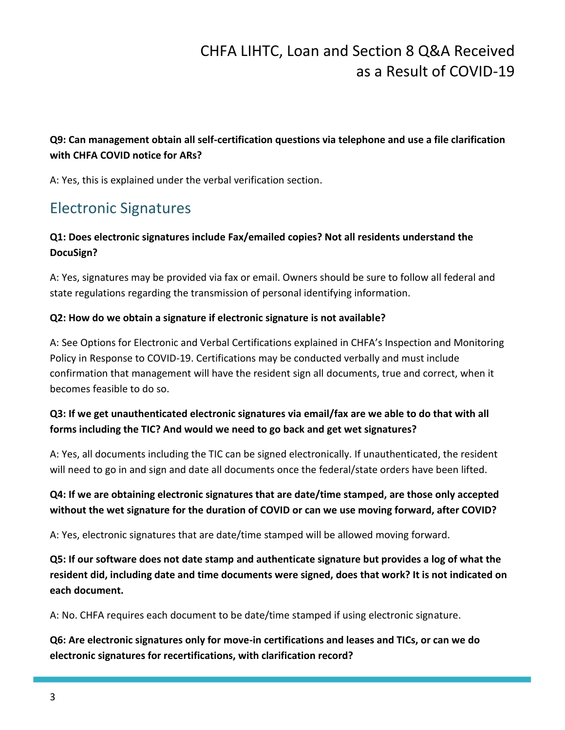**Q9: Can management obtain all self-certification questions via telephone and use a file clarification with CHFA COVID notice for ARs?**

A: Yes, this is explained under the verbal verification section.

## Electronic Signatures

**Q1: Does electronic signatures include Fax/emailed copies? Not all residents understand the DocuSign?**

A: Yes, signatures may be provided via fax or email. Owners should be sure to follow all federal and state regulations regarding the transmission of personal identifying information.

**Q2: How do we obtain a signature if electronic signature is not available?**

A: See Options for Electronic and Verbal Certifications explained in CHFA's Inspection and Monitoring Policy in Response to COVID-19. Certifications may be conducted verbally and must include confirmation that management will have the resident sign all documents, true and correct, when it becomes feasible to do so.

**Q3: If we get unauthenticated electronic signatures via email/fax are we able to do that with all forms including the TIC? And would we need to go back and get wet signatures?**

A: Yes, all documents including the TIC can be signed electronically. If unauthenticated, the resident will need to go in and sign and date all documents once the federal/state orders have been lifted.

**Q4: If we are obtaining electronic signatures that are date/time stamped, are those only accepted without the wet signature for the duration of COVID or can we use moving forward, after COVID?**

A: Yes, electronic signatures that are date/time stamped will be allowed moving forward.

**Q5: If our software does not date stamp and authenticate signature but provides a log of what the resident did, including date and time documents were signed, does that work? It is not indicated on each document.**

A: No. CHFA requires each document to be date/time stamped if using electronic signature.

**Q6: Are electronic signatures only for move-in certifications and leases and TICs, or can we do electronic signatures for recertifications, with clarification record?**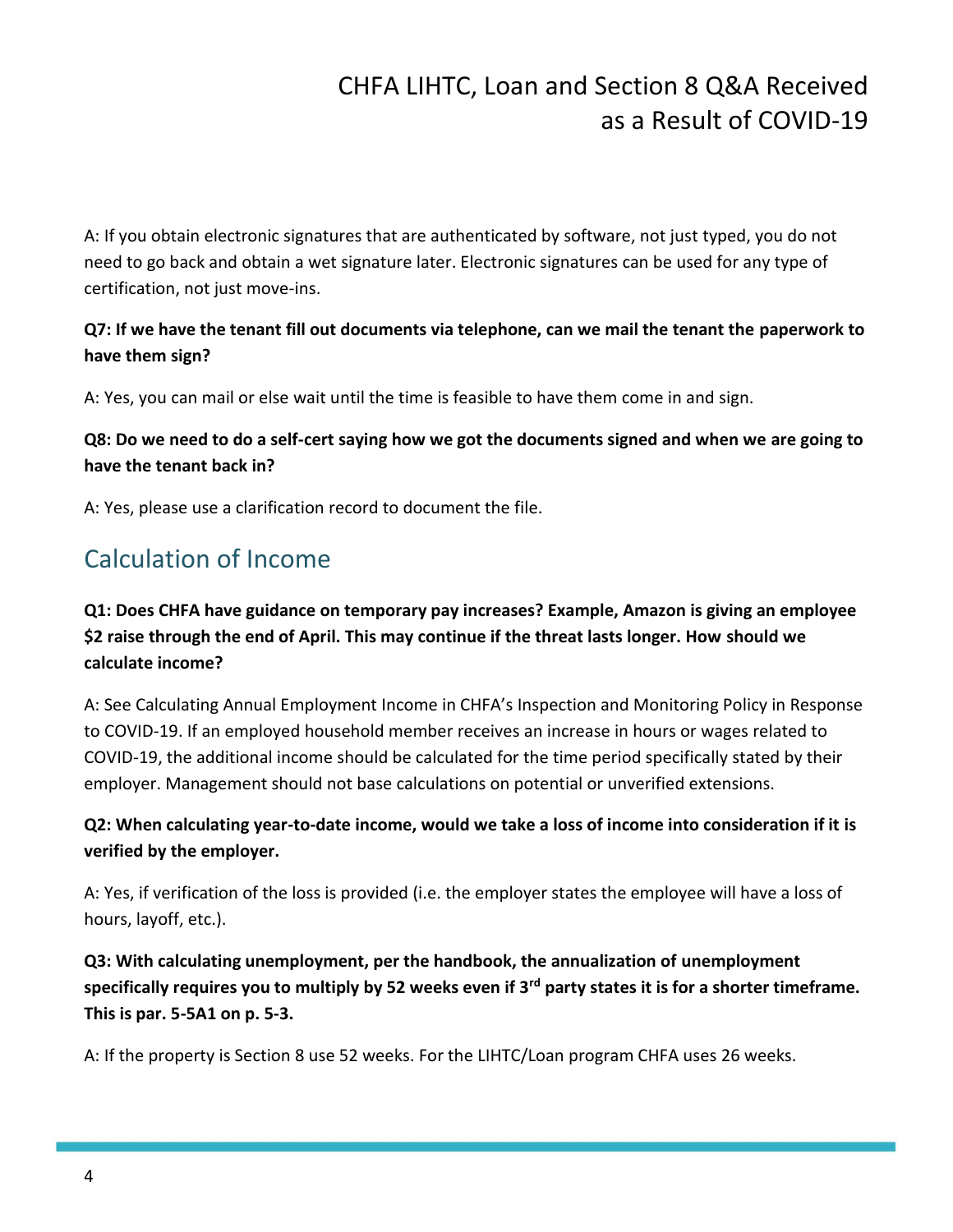A: If you obtain electronic signatures that are authenticated by software, not just typed, you do not need to go back and obtain a wet signature later. Electronic signatures can be used for any type of certification, not just move-ins.

**Q7: If we have the tenant fill out documents via telephone, can we mail the tenant the paperwork to have them sign?**

A: Yes, you can mail or else wait until the time is feasible to have them come in and sign.

**Q8: Do we need to do a self-cert saying how we got the documents signed and when we are going to have the tenant back in?**

A: Yes, please use a clarification record to document the file.

## Calculation of Income

**Q1: Does CHFA have guidance on temporary pay increases? Example, Amazon is giving an employee $2 raise through the end of April. This may continue if the threat lasts longer. How should we calculate income?**

A: See Calculating Annual Employment Income in CHFA's Inspection and Monitoring Policy in Response to COVID-19. If an employed household member receives an increase in hours or wages related to COVID-19, the additional income should be calculated for the time period specifically stated by their employer. Management should not base calculations on potential or unverified extensions.

**Q2: When calculating year-to-date income, would we take a loss of income into consideration if it is verified by the employer.**

A: Yes, if verification of the loss is provided (i.e. the employer states the employee will have a loss of hours, layoff, etc.).

**Q3: With calculating unemployment, per the handbook, the annualization of unemployment specifically requires you to multiply by 52 weeks even if 3rd party states it is for a shorter timeframe. This is par. 5-5A1 on p. 5-3.**

A: If the property is Section 8 use 52 weeks. For the LIHTC/Loan program CHFA uses 26 weeks.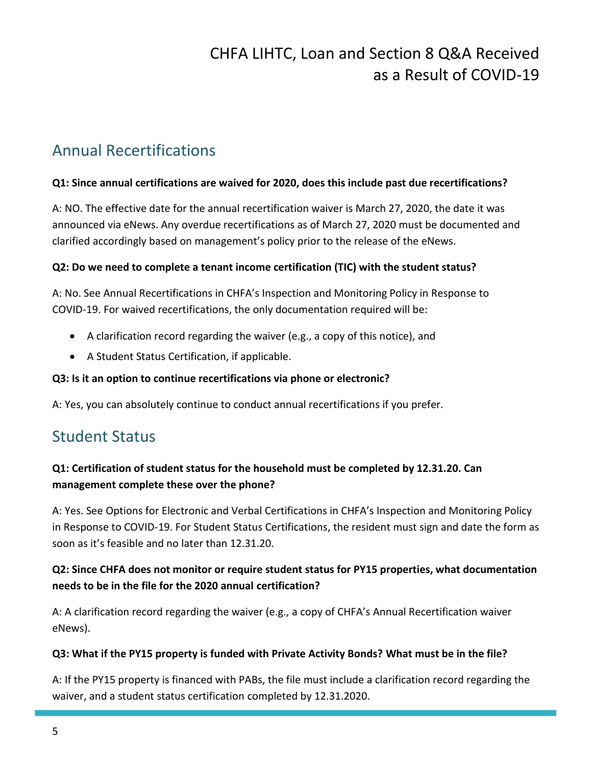# CHFA LIHTC, Loan and Section 8 Q&A Received as a Result of COVID-19

## Annual Recertifications

**Q1: Since annual certifications are waived for 2020, does this include past due recertifications?**

A: NO. The effective date for the annual recertification waiver is March 27, 2020, the date it was announced via eNews. Any overdue recertifications as of March 27, 2020 must be documented and clarified accordingly based on management's policy prior to the release of the eNews.

**Q2: Do we need to complete a tenant income certification (TIC) with the student status?**

A: No. See Annual Recertifications in CHFA's Inspection and Monitoring Policy in Response to COVID-19. For waived recertifications, the only documentation required will be:

- A clarification record regarding the waiver (e.g., a copy of this notice), and
- A Student Status Certification, if applicable.

**Q3: Is it an option to continue recertifications via phone or electronic?**

A: Yes, you can absolutely continue to conduct annual recertifications if you prefer.

## Student Status

**Q1: Certification of student status for the household must be completed by 12.31.20. Can management complete these over the phone?**

A: Yes. See Options for Electronic and Verbal Certifications in CHFA's Inspection and Monitoring Policy in Response to COVID-19. For Student Status Certifications, the resident must sign and date the form as soon as it's feasible and no later than 12.31.20.

**Q2: Since CHFA does not monitor or require student status for PY15 properties, what documentation needs to be in the file for the 2020 annual certification?**

A: A clarification record regarding the waiver (e.g., a copy of CHFA's Annual Recertification waiver eNews).

**Q3: What if the PY15 property is funded with Private Activity Bonds? What must be in the file?**

A: If the PY15 property is financed with PABs, the file must include a clarification record regarding the waiver, and a student status certification completed by 12.31.2020.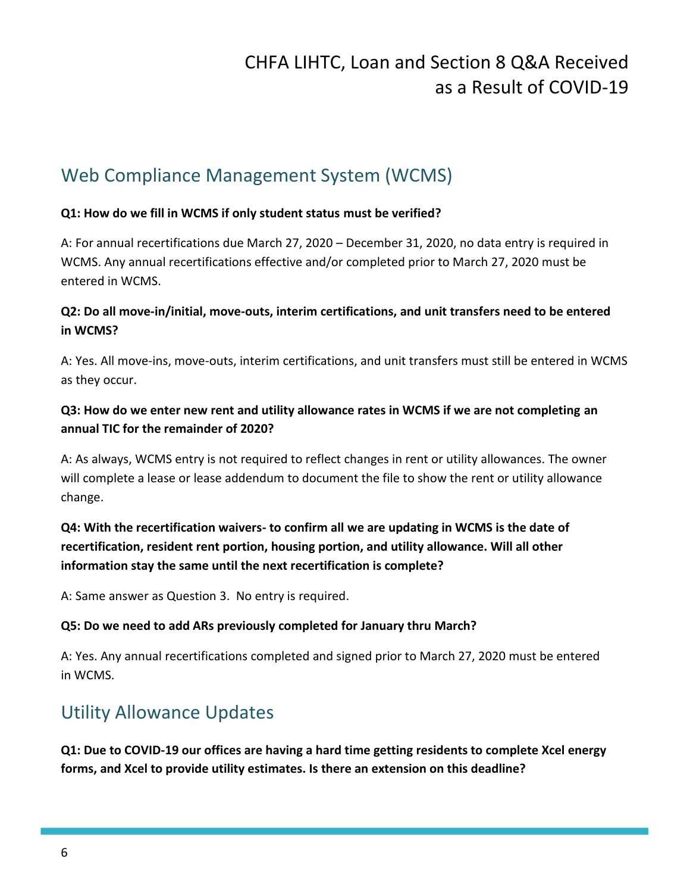## Web Compliance Management System (WCMS)

**Q1: How do we fill in WCMS if only student status must be verified?**

A: For annual recertifications due March 27, 2020 – December 31, 2020, no data entry is required in WCMS. Any annual recertifications effective and/or completed prior to March 27, 2020 must be entered in WCMS.

**Q2: Do all move-in/initial, move-outs, interim certifications, and unit transfers need to be entered in WCMS?**

A: Yes. All move-ins, move-outs, interim certifications, and unit transfers must still be entered in WCMS as they occur.

**Q3: How do we enter new rent and utility allowance rates in WCMS if we are not completing an annual TIC for the remainder of 2020?**

A: As always, WCMS entry is not required to reflect changes in rent or utility allowances. The owner will complete a lease or lease addendum to document the file to show the rent or utility allowance change.

**Q4: With the recertification waivers- to confirm all we are updating in WCMS is the date of recertification, resident rent portion, housing portion, and utility allowance. Will all other information stay the same until the next recertification is complete?**

A: Same answer as Question 3. No entry is required.

**Q5: Do we need to add ARs previously completed for January thru March?**

A: Yes. Any annual recertifications completed and signed prior to March 27, 2020 must be entered in WCMS.

## Utility Allowance Updates

**Q1: Due to COVID-19 our offices are having a hard time getting residents to complete Xcel energy forms, and Xcel to provide utility estimates. Is there an extension on this deadline?**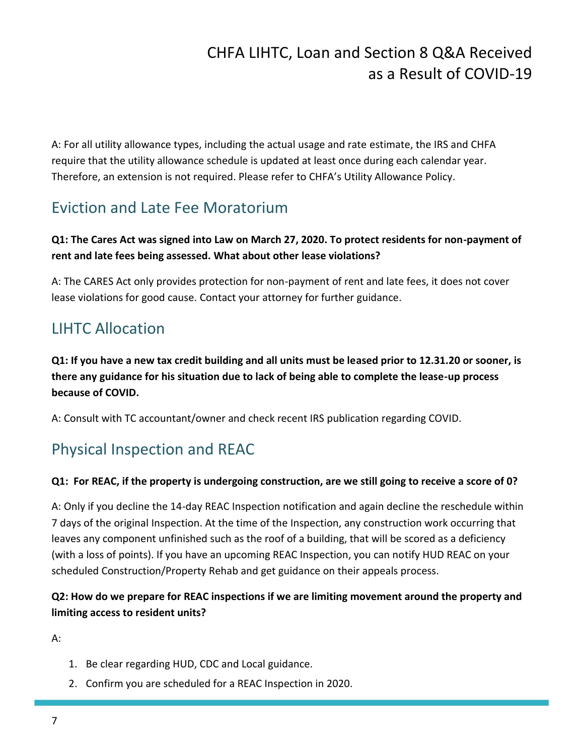A: For all utility allowance types, including the actual usage and rate estimate, the IRS and CHFA require that the utility allowance schedule is updated at least once during each calendar year. Therefore, an extension is not required. Please refer to CHFA's Utility Allowance Policy.

## Eviction and Late Fee Moratorium

**Q1: The Cares Act was signed into Law on March 27, 2020. To protect residents for non-payment of rent and late fees being assessed. What about other lease violations?**

A: The CARES Act only provides protection for non-payment of rent and late fees, it does not cover lease violations for good cause. Contact your attorney for further guidance.

## LIHTC Allocation

**Q1: If you have a new tax credit building and all units must be leased prior to 12.31.20 or sooner, is there any guidance for his situation due to lack of being able to complete the lease-up process because of COVID.**

A: Consult with TC accountant/owner and check recent IRS publication regarding COVID.

## Physical Inspection and REAC

**Q1: For REAC, if the property is undergoing construction, are we still going to receive a score of 0?**

A: Only if you decline the 14-day REAC Inspection notification and again decline the reschedule within 7 days of the original Inspection. At the time of the Inspection, any construction work occurring that leaves any component unfinished such as the roof of a building, that will be scored as a deficiency (with a loss of points). If you have an upcoming REAC Inspection, you can notify HUD REAC on your scheduled Construction/Property Rehab and get guidance on their appeals process.

**Q2: How do we prepare for REAC inspections if we are limiting movement around the property and limiting access to resident units?**

A:

1. Be clear regarding HUD, CDC and Local guidance.
2. Confirm you are scheduled for a REAC Inspection in 2020.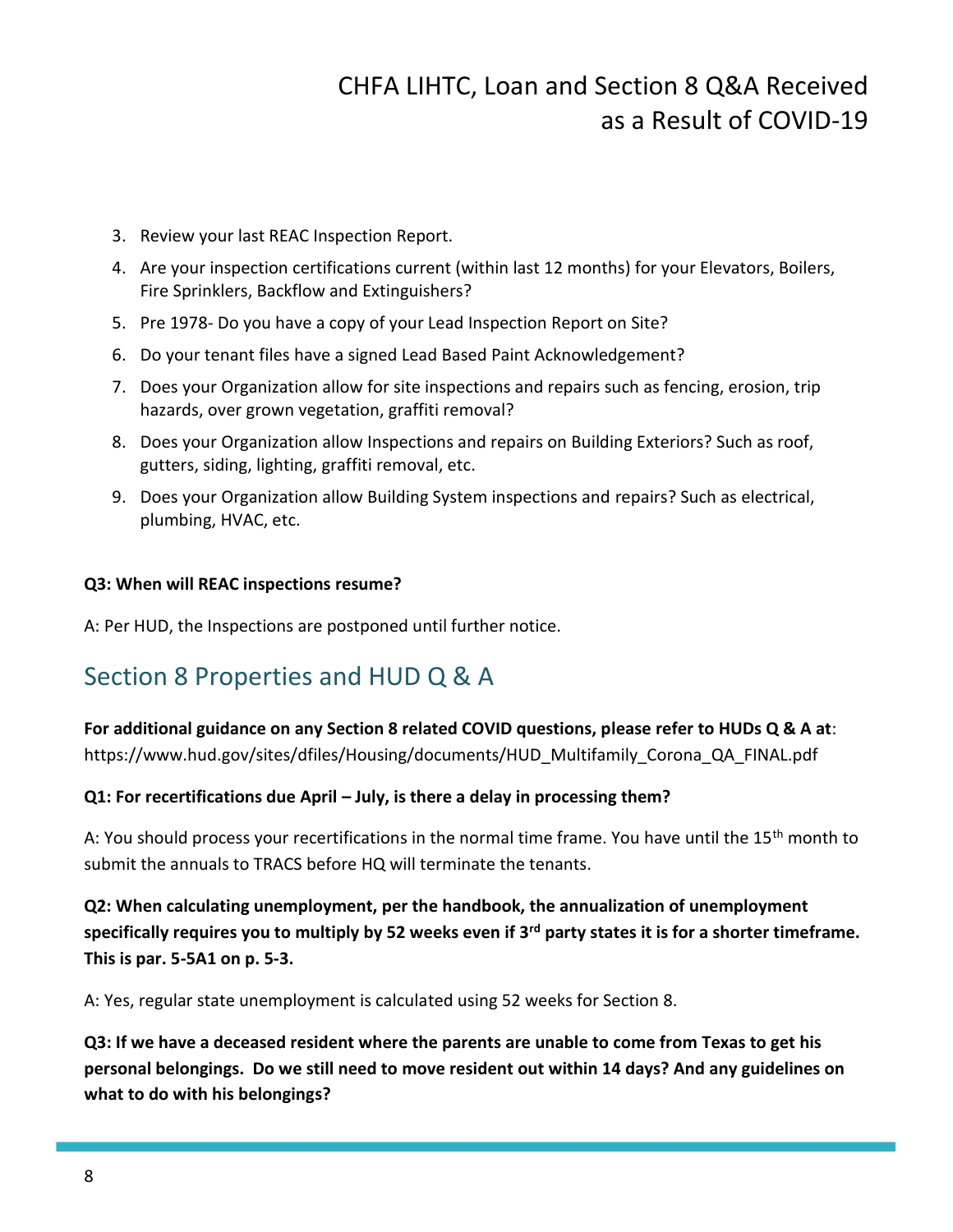3. Review your last REAC Inspection Report.
4. Are your inspection certifications current (within last 12 months) for your Elevators, Boilers, Fire Sprinklers, Backflow and Extinguishers?
5. Pre 1978- Do you have a copy of your Lead Inspection Report on Site?
6. Do your tenant files have a signed Lead Based Paint Acknowledgement?
7. Does your Organization allow for site inspections and repairs such as fencing, erosion, trip hazards, over grown vegetation, graffiti removal?
8. Does your Organization allow Inspections and repairs on Building Exteriors? Such as roof, gutters, siding, lighting, graffiti removal, etc.
9. Does your Organization allow Building System inspections and repairs? Such as electrical, plumbing, HVAC, etc.

**Q3: When will REAC inspections resume?**

A: Per HUD, the Inspections are postponed until further notice.

## Section 8 Properties and HUD Q & A

**For additional guidance on any Section 8 related COVID questions, please refer to HUDs Q & A at**: https://www.hud.gov/sites/dfiles/Housing/documents/HUD_Multifamily_Corona_QA_FINAL.pdf

**Q1: For recertifications due April – July, is there a delay in processing them?**

A: You should process your recertifications in the normal time frame. You have until the 15th month to submit the annuals to TRACS before HQ will terminate the tenants.

**Q2: When calculating unemployment, per the handbook, the annualization of unemployment specifically requires you to multiply by 52 weeks even if 3rd party states it is for a shorter timeframe. This is par. 5-5A1 on p. 5-3.**

A: Yes, regular state unemployment is calculated using 52 weeks for Section 8.

**Q3: If we have a deceased resident where the parents are unable to come from Texas to get his personal belongings. Do we still need to move resident out within 14 days? And any guidelines on what to do with his belongings?**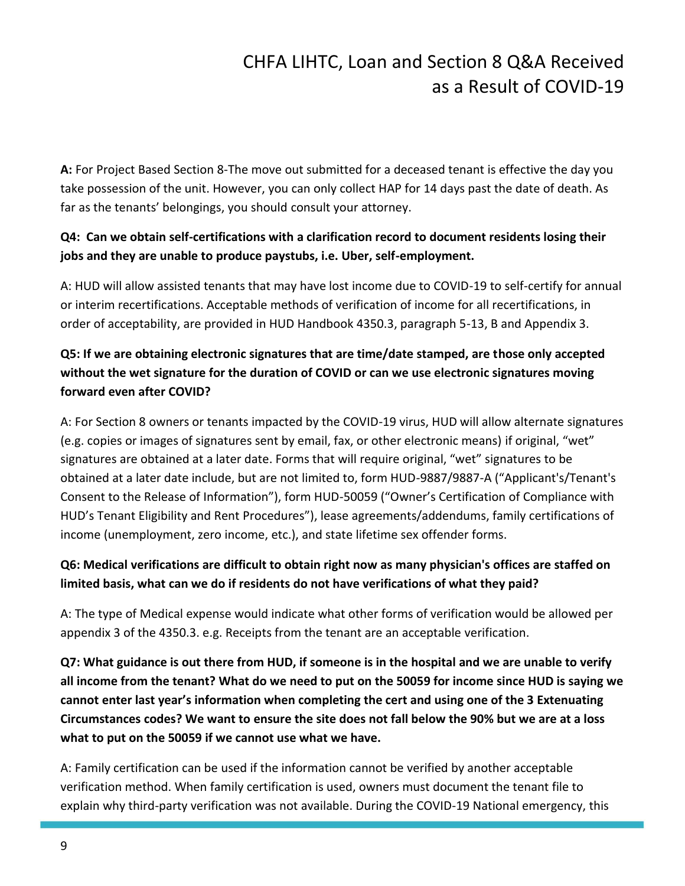**A:** For Project Based Section 8-The move out submitted for a deceased tenant is effective the day you take possession of the unit. However, you can only collect HAP for 14 days past the date of death. As far as the tenants' belongings, you should consult your attorney.

**Q4: Can we obtain self-certifications with a clarification record to document residents losing their jobs and they are unable to produce paystubs, i.e. Uber, self-employment.**

A: HUD will allow assisted tenants that may have lost income due to COVID-19 to self-certify for annual or interim recertifications. Acceptable methods of verification of income for all recertifications, in order of acceptability, are provided in HUD Handbook 4350.3, paragraph 5-13, B and Appendix 3.

**Q5: If we are obtaining electronic signatures that are time/date stamped, are those only accepted without the wet signature for the duration of COVID or can we use electronic signatures moving forward even after COVID?**

A: For Section 8 owners or tenants impacted by the COVID-19 virus, HUD will allow alternate signatures (e.g. copies or images of signatures sent by email, fax, or other electronic means) if original, "wet" signatures are obtained at a later date. Forms that will require original, "wet" signatures to be obtained at a later date include, but are not limited to, form HUD-9887/9887-A ("Applicant's/Tenant's Consent to the Release of Information"), form HUD-50059 ("Owner's Certification of Compliance with HUD's Tenant Eligibility and Rent Procedures"), lease agreements/addendums, family certifications of income (unemployment, zero income, etc.), and state lifetime sex offender forms.

**Q6: Medical verifications are difficult to obtain right now as many physician's offices are staffed on limited basis, what can we do if residents do not have verifications of what they paid?**

A: The type of Medical expense would indicate what other forms of verification would be allowed per appendix 3 of the 4350.3. e.g. Receipts from the tenant are an acceptable verification.

**Q7: What guidance is out there from HUD, if someone is in the hospital and we are unable to verify all income from the tenant? What do we need to put on the 50059 for income since HUD is saying we cannot enter last year's information when completing the cert and using one of the 3 Extenuating Circumstances codes? We want to ensure the site does not fall below the 90% but we are at a loss what to put on the 50059 if we cannot use what we have.**

A: Family certification can be used if the information cannot be verified by another acceptable verification method. When family certification is used, owners must document the tenant file to explain why third-party verification was not available. During the COVID-19 National emergency, this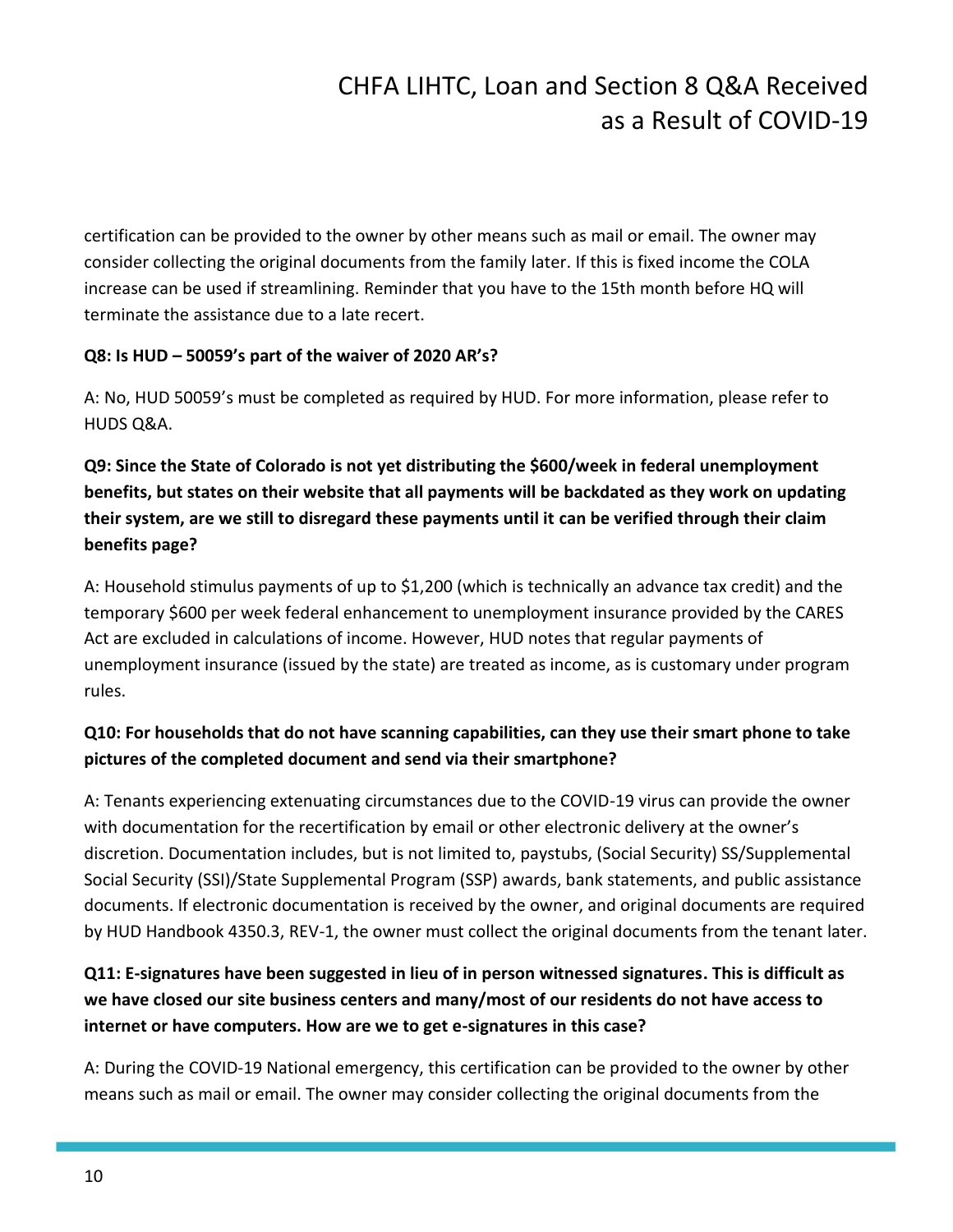certification can be provided to the owner by other means such as mail or email. The owner may consider collecting the original documents from the family later. If this is fixed income the COLA increase can be used if streamlining. Reminder that you have to the 15th month before HQ will terminate the assistance due to a late recert.

**Q8: Is HUD – 50059's part of the waiver of 2020 AR's?**

A: No, HUD 50059's must be completed as required by HUD. For more information, please refer to HUDS Q&A.

**Q9: Since the State of Colorado is not yet distributing the $600/week in federal unemployment benefits, but states on their website that all payments will be backdated as they work on updating their system, are we still to disregard these payments until it can be verified through their claim benefits page?**

A: Household stimulus payments of up to $1,200 (which is technically an advance tax credit) and the temporary $600 per week federal enhancement to unemployment insurance provided by the CARES Act are excluded in calculations of income. However, HUD notes that regular payments of unemployment insurance (issued by the state) are treated as income, as is customary under program rules.

**Q10: For households that do not have scanning capabilities, can they use their smart phone to take pictures of the completed document and send via their smartphone?**

A: Tenants experiencing extenuating circumstances due to the COVID-19 virus can provide the owner with documentation for the recertification by email or other electronic delivery at the owner's discretion. Documentation includes, but is not limited to, paystubs, (Social Security) SS/Supplemental Social Security (SSI)/State Supplemental Program (SSP) awards, bank statements, and public assistance documents. If electronic documentation is received by the owner, and original documents are required by HUD Handbook 4350.3, REV-1, the owner must collect the original documents from the tenant later.

**Q11: E-signatures have been suggested in lieu of in person witnessed signatures. This is difficult as we have closed our site business centers and many/most of our residents do not have access to internet or have computers. How are we to get e-signatures in this case?**

A: During the COVID-19 National emergency, this certification can be provided to the owner by other means such as mail or email. The owner may consider collecting the original documents from the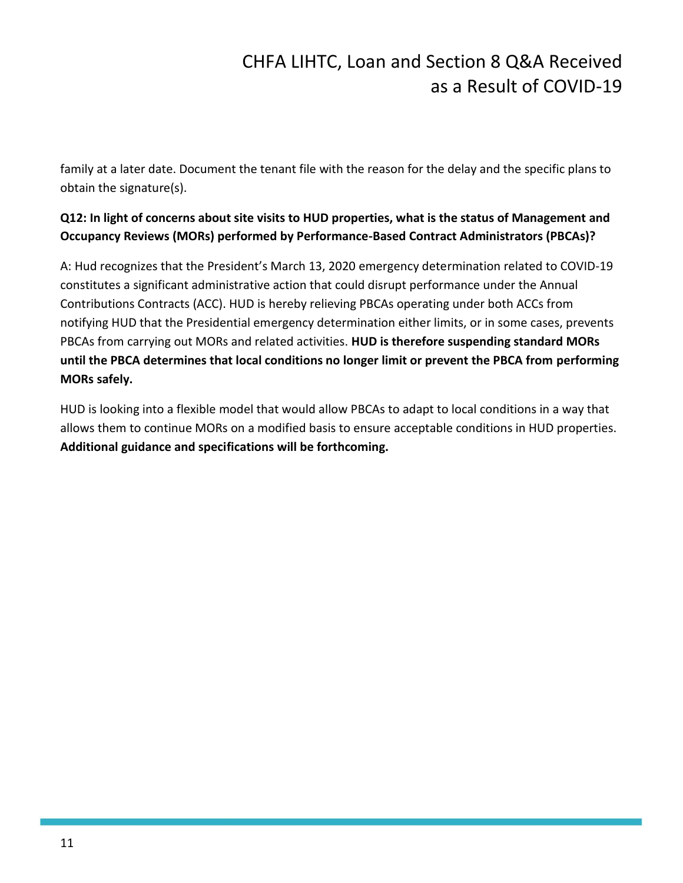family at a later date. Document the tenant file with the reason for the delay and the specific plans to obtain the signature(s).

**Q12: In light of concerns about site visits to HUD properties, what is the status of Management and Occupancy Reviews (MORs) performed by Performance-Based Contract Administrators (PBCAs)?**

A: Hud recognizes that the President's March 13, 2020 emergency determination related to COVID-19 constitutes a significant administrative action that could disrupt performance under the Annual Contributions Contracts (ACC). HUD is hereby relieving PBCAs operating under both ACCs from notifying HUD that the Presidential emergency determination either limits, or in some cases, prevents PBCAs from carrying out MORs and related activities. **HUD is therefore suspending standard MORs until the PBCA determines that local conditions no longer limit or prevent the PBCA from performing MORs safely.**

HUD is looking into a flexible model that would allow PBCAs to adapt to local conditions in a way that allows them to continue MORs on a modified basis to ensure acceptable conditions in HUD properties. **Additional guidance and specifications will be forthcoming.**